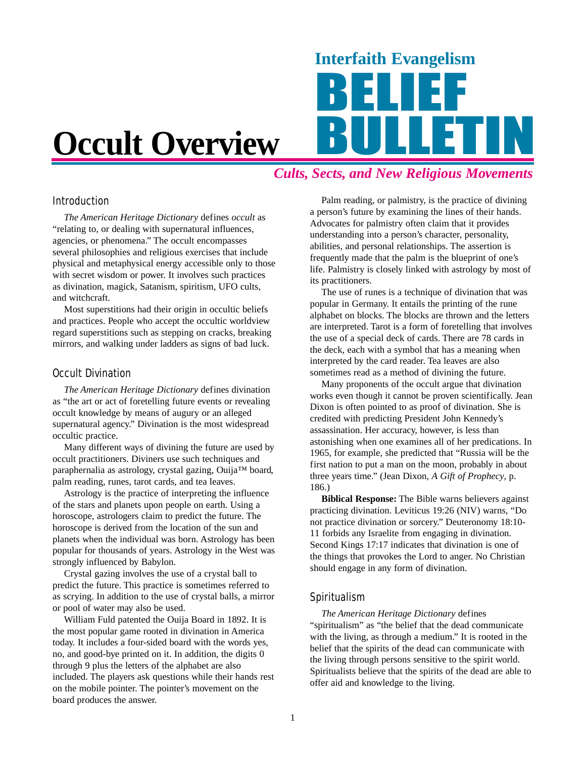Interfaith Evangelism

# BELIEF BULLETIN

*Cults, Sects, and New Religious Movements*

# Occult Overview

## Introduction

*The American Heritage Dictionary* defines *occult* as "relating to, or dealing with supernatural influences, agencies, or phenomena." The occult encompasses several philosophies and religious exercises that include physical and metaphysical energy accessible only to those with secret wisdom or power. It involves such practices as divination, magick, Satanism, spiritism, UFO cults, and witchcraft.

Most superstitions had their origin in occultic beliefs and practices. People who accept the occultic worldview regard superstitions such as stepping on cracks, breaking mirrors, and walking under ladders as signs of bad luck.

## Occult Divination

*The American Heritage Dictionary* defines divination as "the art or act of foretelling future events or revealing occult knowledge by means of augury or an alleged supernatural agency." Divination is the most widespread occultic practice.

Many different ways of divining the future are used by occult practitioners. Diviners use such techniques and paraphernalia as astrology, crystal gazing, Ouija™ board, palm reading, runes, tarot cards, and tea leaves.

Astrology is the practice of interpreting the influence of the stars and planets upon people on earth. Using a horoscope, astrologers claim to predict the future. The horoscope is derived from the location of the sun and planets when the individual was born. Astrology has been popular for thousands of years. Astrology in the West was strongly influenced by Babylon.

Crystal gazing involves the use of a crystal ball to predict the future. This practice is sometimes referred to as scrying. In addition to the use of crystal balls, a mirror or pool of water may also be used.

William Fuld patented the Ouija Board in 1892. It is the most popular game rooted in divination in America today. It includes a four-sided board with the words yes, no, and good-bye printed on it. In addition, the digits 0 through 9 plus the letters of the alphabet are also included. The players ask questions while their hands rest on the mobile pointer. The pointer's movement on the board produces the answer.

Palm reading, or palmistry, is the practice of divining a person's future by examining the lines of their hands. Advocates for palmistry often claim that it provides understanding into a person's character, personality, abilities, and personal relationships. The assertion is frequently made that the palm is the blueprint of one's life. Palmistry is closely linked with astrology by most of its practitioners.

The use of runes is a technique of divination that was popular in Germany. It entails the printing of the rune alphabet on blocks. The blocks are thrown and the letters are interpreted. Tarot is a form of foretelling that involves the use of a special deck of cards. There are 78 cards in the deck, each with a symbol that has a meaning when interpreted by the card reader. Tea leaves are also sometimes read as a method of divining the future.

Many proponents of the occult argue that divination works even though it cannot be proven scientifically. Jean Dixon is often pointed to as proof of divination. She is credited with predicting President John Kennedy's assassination. Her accuracy, however, is less than astonishing when one examines all of her predications. In 1965, for example, she predicted that "Russia will be the first nation to put a man on the moon, probably in about three years time." (Jean Dixon, *A Gift of Prophecy*, p. 186.)

**Biblical Response:** The Bible warns believers against practicing divination. Leviticus 19:26 (NIV) warns, "Do not practice divination or sorcery." Deuteronomy 18:10-11 forbids any Israelite from engaging in divination. Second Kings 17:17 indicates that divination is one of the things that provokes the Lord to anger. No Christian should engage in any form of divination.

## Spiritualism

*The American Heritage Dictionary* defines "spiritualism" as "the belief that the dead communicate with the living, as through a medium." It is rooted in the belief that the spirits of the dead can communicate with the living through persons sensitive to the spirit world. Spiritualists believe that the spirits of the dead are able to offer aid and knowledge to the living.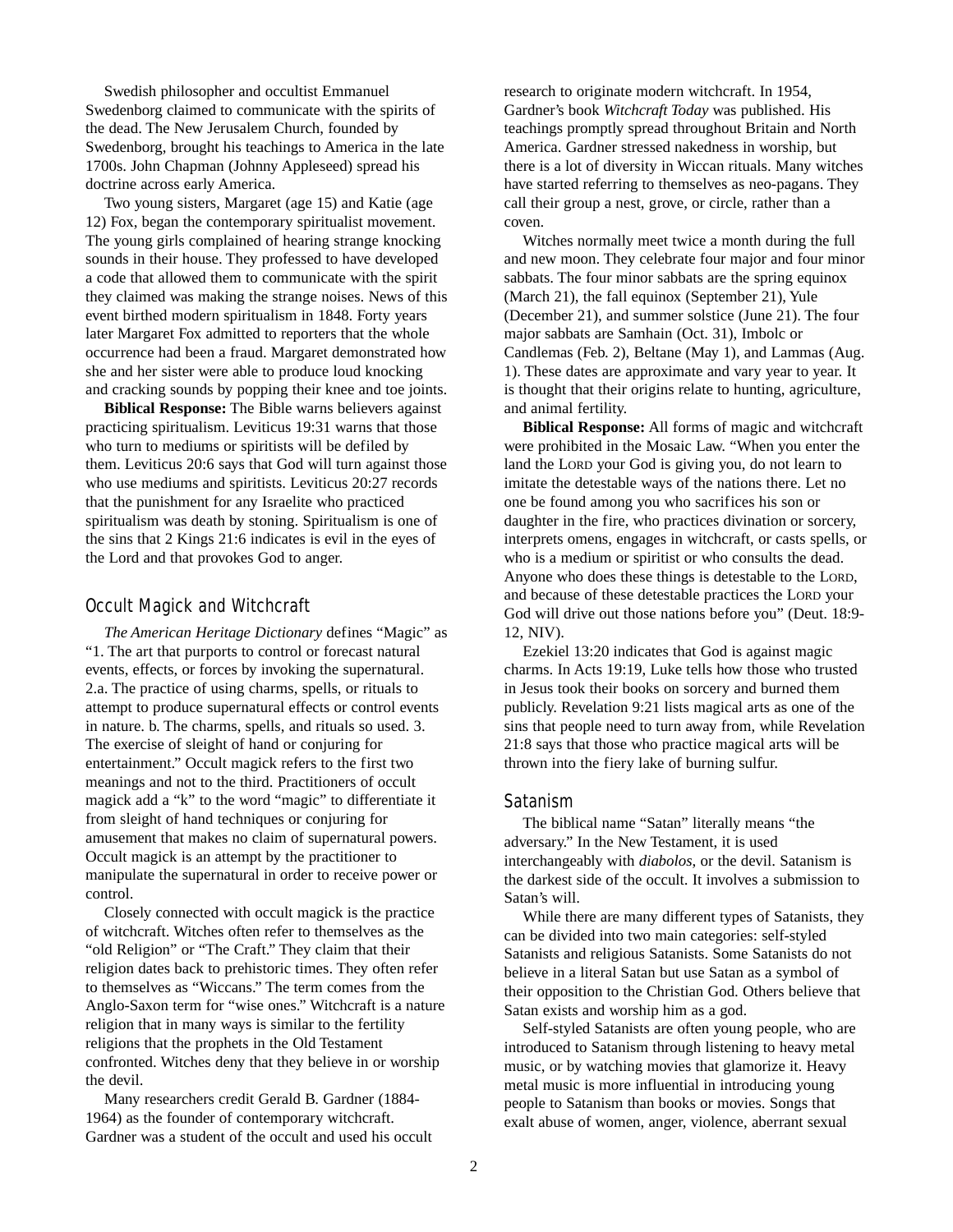Swedish philosopher and occultist Emmanuel Swedenborg claimed to communicate with the spirits of the dead. The New Jerusalem Church, founded by Swedenborg, brought his teachings to America in the late 1700s. John Chapman (Johnny Appleseed) spread his doctrine across early America.

Two young sisters, Margaret (age 15) and Katie (age 12) Fox, began the contemporary spiritualist movement. The young girls complained of hearing strange knocking sounds in their house. They professed to have developed a code that allowed them to communicate with the spirit they claimed was making the strange noises. News of this event birthed modern spiritualism in 1848. Forty years later Margaret Fox admitted to reporters that the whole occurrence had been a fraud. Margaret demonstrated how she and her sister were able to produce loud knocking and cracking sounds by popping their knee and toe joints.

**Biblical Response:** The Bible warns believers against practicing spiritualism. Leviticus 19:31 warns that those who turn to mediums or spiritists will be defiled by them. Leviticus 20:6 says that God will turn against those who use mediums and spiritists. Leviticus 20:27 records that the punishment for any Israelite who practiced spiritualism was death by stoning. Spiritualism is one of the sins that 2 Kings 21:6 indicates is evil in the eyes of the Lord and that provokes God to anger.

## Occult Magick and Witchcraft

*The American Heritage Dictionary* defines "Magic" as "1. The art that purports to control or forecast natural events, effects, or forces by invoking the supernatural. 2.a. The practice of using charms, spells, or rituals to attempt to produce supernatural effects or control events in nature. b. The charms, spells, and rituals so used. 3. The exercise of sleight of hand or conjuring for entertainment." Occult magick refers to the first two meanings and not to the third. Practitioners of occult magick add a "k" to the word "magic" to differentiate it from sleight of hand techniques or conjuring for amusement that makes no claim of supernatural powers. Occult magick is an attempt by the practitioner to manipulate the supernatural in order to receive power or control.

Closely connected with occult magick is the practice of witchcraft. Witches often refer to themselves as the "old Religion" or "The Craft." They claim that their religion dates back to prehistoric times. They often refer to themselves as "Wiccans." The term comes from the Anglo-Saxon term for "wise ones." Witchcraft is a nature religion that in many ways is similar to the fertility religions that the prophets in the Old Testament confronted. Witches deny that they believe in or worship the devil.

Many researchers credit Gerald B. Gardner (1884-1964) as the founder of contemporary witchcraft. Gardner was a student of the occult and used his occult research to originate modern witchcraft. In 1954, Gardner's book *Witchcraft Today* was published. His teachings promptly spread throughout Britain and North America. Gardner stressed nakedness in worship, but there is a lot of diversity in Wiccan rituals. Many witches have started referring to themselves as neo-pagans. They call their group a nest, grove, or circle, rather than a coven.

Witches normally meet twice a month during the full and new moon. They celebrate four major and four minor sabbats. The four minor sabbats are the spring equinox (March 21), the fall equinox (September 21), Yule (December 21), and summer solstice (June 21). The four major sabbats are Samhain (Oct. 31), Imbolc or Candlemas (Feb. 2), Beltane (May 1), and Lammas (Aug. 1). These dates are approximate and vary year to year. It is thought that their origins relate to hunting, agriculture, and animal fertility.

**Biblical Response:** All forms of magic and witchcraft were prohibited in the Mosaic Law. "When you enter the land the LORD your God is giving you, do not learn to imitate the detestable ways of the nations there. Let no one be found among you who sacrifices his son or daughter in the fire, who practices divination or sorcery, interprets omens, engages in witchcraft, or casts spells, or who is a medium or spiritist or who consults the dead. Anyone who does these things is detestable to the LORD, and because of these detestable practices the LORD your God will drive out those nations before you" (Deut. 18:9-12, NIV).

Ezekiel 13:20 indicates that God is against magic charms. In Acts 19:19, Luke tells how those who trusted in Jesus took their books on sorcery and burned them publicly. Revelation 9:21 lists magical arts as one of the sins that people need to turn away from, while Revelation 21:8 says that those who practice magical arts will be thrown into the fiery lake of burning sulfur.

## Satanism

The biblical name "Satan" literally means "the adversary." In the New Testament, it is used interchangeably with *diabolos*, or the devil. Satanism is the darkest side of the occult. It involves a submission to Satan's will.

While there are many different types of Satanists, they can be divided into two main categories: self-styled Satanists and religious Satanists. Some Satanists do not believe in a literal Satan but use Satan as a symbol of their opposition to the Christian God. Others believe that Satan exists and worship him as a god.

Self-styled Satanists are often young people, who are introduced to Satanism through listening to heavy metal music, or by watching movies that glamorize it. Heavy metal music is more influential in introducing young people to Satanism than books or movies. Songs that exalt abuse of women, anger, violence, aberrant sexual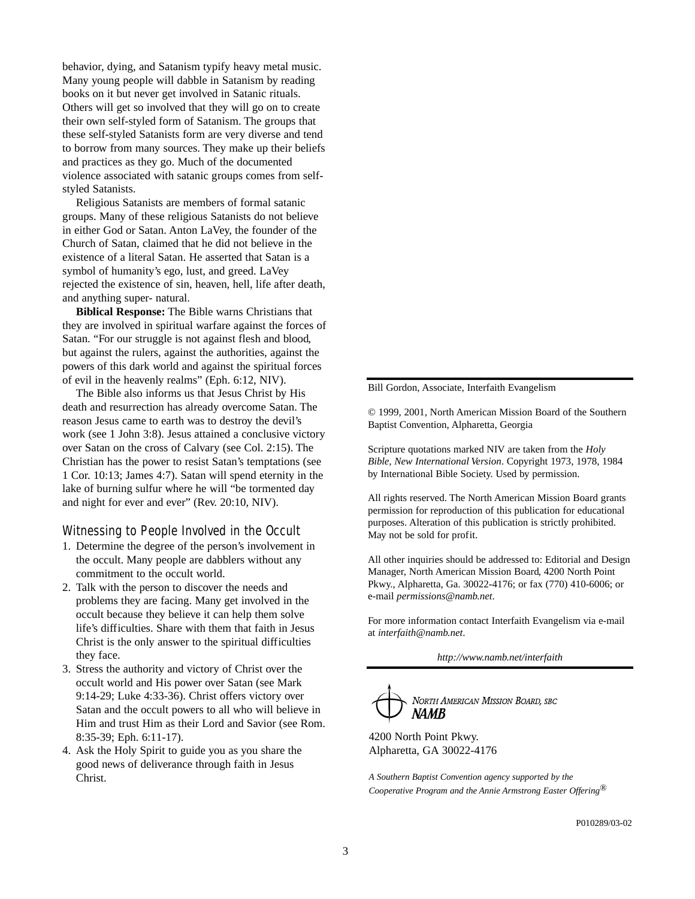behavior, dying, and Satanism typify heavy metal music. Many young people will dabble in Satanism by reading books on it but never get involved in Satanic rituals. Others will get so involved that they will go on to create their own self-styled form of Satanism. The groups that these self-styled Satanists form are very diverse and tend to borrow from many sources. They make up their beliefs and practices as they go. Much of the documented violence associated with satanic groups comes from self-styled Satanists.

Religious Satanists are members of formal satanic groups. Many of these religious Satanists do not believe in either God or Satan. Anton LaVey, the founder of the Church of Satan, claimed that he did not believe in the existence of a literal Satan. He asserted that Satan is a symbol of humanity's ego, lust, and greed. LaVey rejected the existence of sin, heaven, hell, life after death, and anything super- natural.

**Biblical Response:** The Bible warns Christians that they are involved in spiritual warfare against the forces of Satan. "For our struggle is not against flesh and blood, but against the rulers, against the authorities, against the powers of this dark world and against the spiritual forces of evil in the heavenly realms" (Eph. 6:12, NIV).

The Bible also informs us that Jesus Christ by His death and resurrection has already overcome Satan. The reason Jesus came to earth was to destroy the devil's work (see 1 John 3:8). Jesus attained a conclusive victory over Satan on the cross of Calvary (see Col. 2:15). The Christian has the power to resist Satan's temptations (see 1 Cor. 10:13; James 4:7). Satan will spend eternity in the lake of burning sulfur where he will "be tormented day and night for ever and ever" (Rev. 20:10, NIV).

## Witnessing to People Involved in the Occult

1. Determine the degree of the person's involvement in the occult. Many people are dabblers without any commitment to the occult world.
2. Talk with the person to discover the needs and problems they are facing. Many get involved in the occult because they believe it can help them solve life's difficulties. Share with them that faith in Jesus Christ is the only answer to the spiritual difficulties they face.
3. Stress the authority and victory of Christ over the occult world and His power over Satan (see Mark 9:14-29; Luke 4:33-36). Christ offers victory over Satan and the occult powers to all who will believe in Him and trust Him as their Lord and Savior (see Rom. 8:35-39; Eph. 6:11-17).
4. Ask the Holy Spirit to guide you as you share the good news of deliverance through faith in Jesus Christ.

---

Bill Gordon, Associate, Interfaith Evangelism

© 1999, 2001, North American Mission Board of the Southern Baptist Convention, Alpharetta, Georgia

Scripture quotations marked NIV are taken from the *Holy Bible, New International Version*. Copyright 1973, 1978, 1984 by International Bible Society. Used by permission.

All rights reserved. The North American Mission Board grants permission for reproduction of this publication for educational purposes. Alteration of this publication is strictly prohibited. May not be sold for profit.

All other inquiries should be addressed to: Editorial and Design Manager, North American Mission Board, 4200 North Point Pkwy., Alpharetta, Ga. 30022-4176; or fax (770) 410-6006; or e-mail *permissions@namb.net*.

For more information contact Interfaith Evangelism via e-mail at *interfaith@namb.net*.

*http://www.namb.net/interfaith*

---

NORTH AMERICAN MISSION BOARD, SBC
**NAMB**

4200 North Point Pkwy.
Alpharetta, GA 30022-4176

*A Southern Baptist Convention agency supported by the Cooperative Program and the Annie Armstrong Easter Offering®*

P010289/03-02